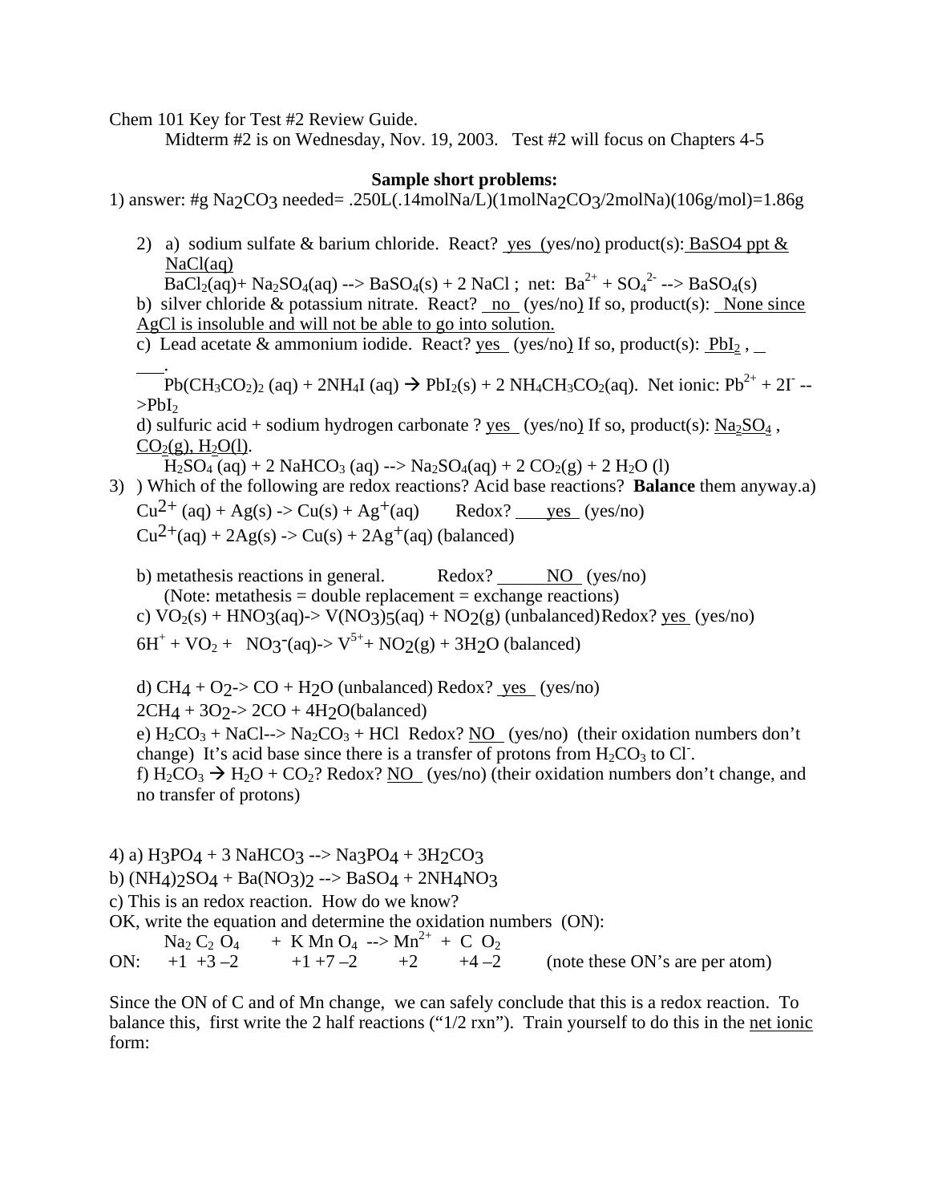Chem 101 Key for Test #2 Review Guide.

Midterm #2 is on Wednesday, Nov. 19, 2003. Test #2 will focus on Chapters 4-5

**Sample short problems:**

1) answer: #g $Na_2CO_3$ needed= .250L(.14molNa/L)(1mol$Na_2CO_3$/2molNa)(106g/mol)=1.86g

2) a) sodium sulfate & barium chloride. React? yes (yes/no) product(s): $BaSO_4$ ppt & NaCl(aq)

   $BaCl_2$(aq)+ $Na_2SO_4$(aq) --> $BaSO_4$(s) + 2 NaCl ; net: $Ba^{2+}$ + $SO_4^{2-}$ --> $BaSO_4$(s)

   b) silver chloride & potassium nitrate. React? no (yes/no) If so, product(s): None since AgCl is insoluble and will not be able to go into solution.

   c) Lead acetate & ammonium iodide. React? yes (yes/no) If so, product(s): $PbI_2$ , ___.

   $Pb(CH_3CO_2)_2$ (aq) + $2NH_4I$ (aq) → $PbI_2$(s) + 2 $NH_4CH_3CO_2$(aq). Net ionic: $Pb^{2+}$ + $2I^-$ -->$PbI_2$

   d) sulfuric acid + sodium hydrogen carbonate ? yes (yes/no) If so, product(s): $Na_2SO_4$ , $CO_2$(g), $H_2O$(l).

   $H_2SO_4$ (aq) + 2 $NaHCO_3$ (aq) --> $Na_2SO_4$(aq) + 2 $CO_2$(g) + 2 $H_2O$ (l)

3) ) Which of the following are redox reactions? Acid base reactions? **Balance** them anyway.a)

   $Cu^{2+}$ (aq) + Ag(s) -> Cu(s) + $Ag^+$(aq) Redox? yes (yes/no)

   $Cu^{2+}$(aq) + 2Ag(s) -> Cu(s) + $2Ag^+$(aq) (balanced)

   b) metathesis reactions in general. Redox? NO (yes/no)

   (Note: metathesis = double replacement = exchange reactions)

   c) $VO_2$(s) + $HNO_3$(aq)-> $V(NO_3)_5$(aq) + $NO_2$(g) (unbalanced)Redox? yes (yes/no)

   $6H^+$ + $VO_2$ + $NO_3^-$(aq)-> $V^{5+}$+ $NO_2$(g) + $3H_2O$ (balanced)

   d) $CH_4$ + $O_2$-> CO + $H_2O$ (unbalanced) Redox? yes (yes/no)

   $2CH_4$ + $3O_2$-> 2CO + $4H_2O$(balanced)

   e) $H_2CO_3$ + NaCl--> $Na_2CO_3$ + HCl Redox? NO (yes/no) (their oxidation numbers don't change) It's acid base since there is a transfer of protons from $H_2CO_3$ to $Cl^-$.

   f) $H_2CO_3$ → $H_2O$ + $CO_2$? Redox? NO (yes/no) (their oxidation numbers don't change, and no transfer of protons)

4) a) $H_3PO_4$ + 3 $NaHCO_3$ --> $Na_3PO_4$ + $3H_2CO_3$

b) $(NH_4)_2SO_4$ + $Ba(NO_3)_2$ --> $BaSO_4$ + $2NH_4NO_3$

c) This is an redox reaction. How do we know?

OK, write the equation and determine the oxidation numbers (ON):

| | $Na_2$ | $C_2$ | $O_4$ | + | K | Mn | $O_4$ | --> | $Mn^{2+}$ | + | C | $O_2$ | |
|---|---|---|---|---|---|---|---|---|---|---|---|---|---|
| ON: | +1 | +3 | –2 | | +1 | +7 | –2 | | +2 | | +4 | –2 | (note these ON's are per atom) |

Since the ON of C and of Mn change, we can safely conclude that this is a redox reaction. To balance this, first write the 2 half reactions ("1/2 rxn"). Train yourself to do this in the net ionic form: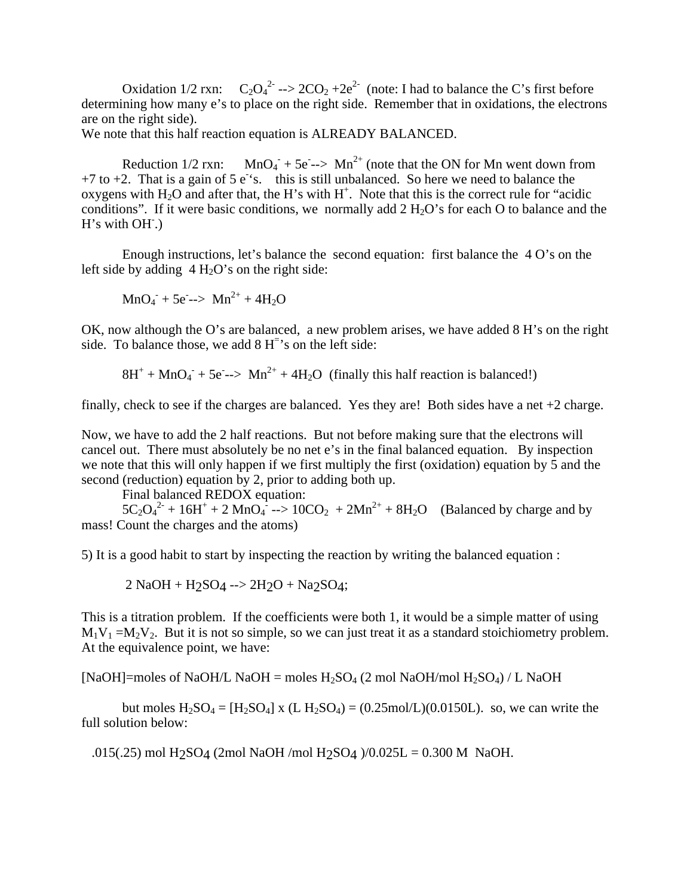Oxidation 1/2 rxn: $C_2O_4^{2-}$ --> $2CO_2$ +$2e^{2-}$ (note: I had to balance the C's first before determining how many e's to place on the right side. Remember that in oxidations, the electrons are on the right side).

We note that this half reaction equation is ALREADY BALANCED.

Reduction 1/2 rxn: $MnO_4^-$ + $5e^-$--> $Mn^{2+}$ (note that the ON for Mn went down from +7 to +2. That is a gain of 5 $e^-$'s. this is still unbalanced. So here we need to balance the oxygens with $H_2O$ and after that, the H's with $H^+$. Note that this is the correct rule for "acidic conditions". If it were basic conditions, we normally add 2 $H_2O$'s for each O to balance and the H's with $OH^-$.)

Enough instructions, let's balance the second equation: first balance the 4 O's on the left side by adding 4 $H_2O$'s on the right side:

$MnO_4^-$ + $5e^-$--> $Mn^{2+}$ + $4H_2O$

OK, now although the O's are balanced, a new problem arises, we have added 8 H's on the right side. To balance those, we add 8 $H^+$'s on the left side:

$8H^+$ + $MnO_4^-$ + $5e^-$--> $Mn^{2+}$ + $4H_2O$ (finally this half reaction is balanced!)

finally, check to see if the charges are balanced. Yes they are! Both sides have a net +2 charge.

Now, we have to add the 2 half reactions. But not before making sure that the electrons will cancel out. There must absolutely be no net e's in the final balanced equation. By inspection we note that this will only happen if we first multiply the first (oxidation) equation by 5 and the second (reduction) equation by 2, prior to adding both up.

Final balanced REDOX equation:

$5C_2O_4^{2-}$ + $16H^+$ + 2 $MnO_4^-$ --> $10CO_2$ + $2Mn^{2+}$ + $8H_2O$ (Balanced by charge and by mass! Count the charges and the atoms)

5) It is a good habit to start by inspecting the reaction by writing the balanced equation :

2 NaOH + $H_2SO_4$ --> $2H_2O$ + $Na_2SO_4$;

This is a titration problem. If the coefficients were both 1, it would be a simple matter of using $M_1V_1 = M_2V_2$. But it is not so simple, so we can just treat it as a standard stoichiometry problem. At the equivalence point, we have:

[NaOH]=moles of NaOH/L NaOH = moles $H_2SO_4$ (2 mol NaOH/mol $H_2SO_4$) / L NaOH

but moles $H_2SO_4$ = [$H_2SO_4$] x (L $H_2SO_4$) = (0.25mol/L)(0.0150L). so, we can write the full solution below:

.015(.25) mol $H_2SO_4$ (2mol NaOH /mol $H_2SO_4$ )/0.025L = 0.300 M NaOH.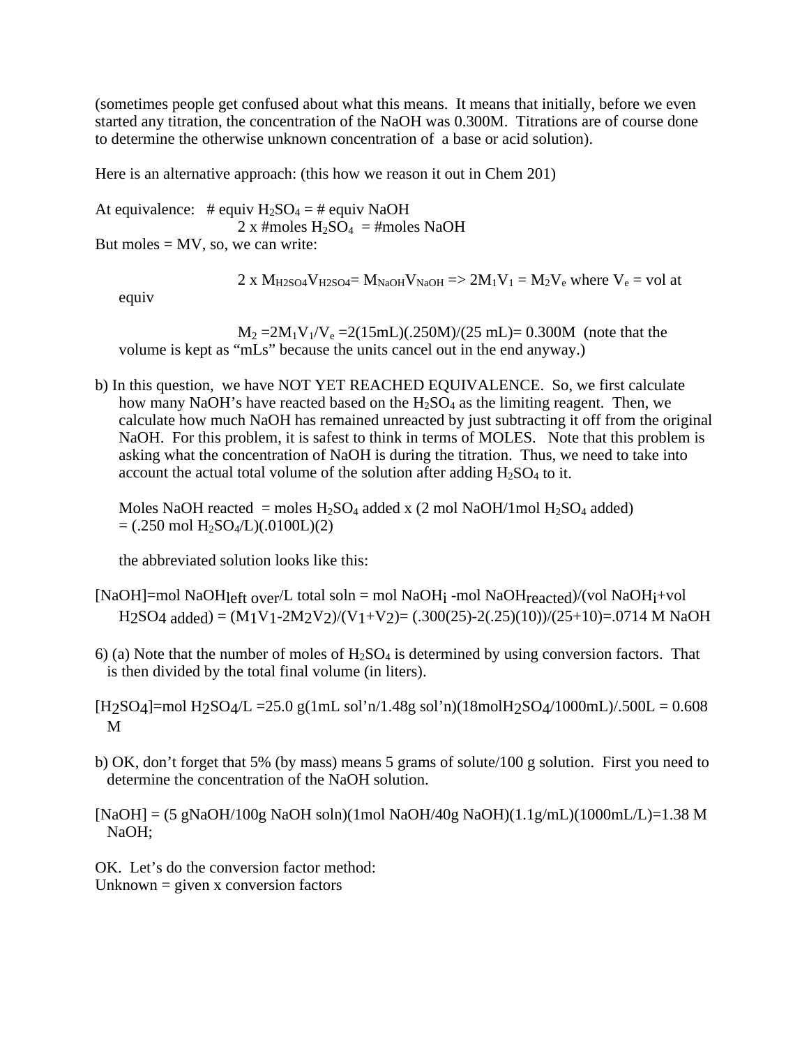(sometimes people get confused about what this means. It means that initially, before we even started any titration, the concentration of the NaOH was 0.300M. Titrations are of course done to determine the otherwise unknown concentration of a base or acid solution).

Here is an alternative approach: (this how we reason it out in Chem 201)

At equivalence: # equiv $H_2SO_4$ = # equiv NaOH

2 x #moles $H_2SO_4$ = #moles NaOH

But moles = MV, so, we can write:

$2 \times M_{H2SO4}V_{H2SO4} = M_{NaOH}V_{NaOH} \Rightarrow 2M_1V_1 = M_2V_e$ where $V_e$ = vol at equiv

$M_2 = 2M_1V_1/V_e = 2(15mL)(.250M)/(25\ mL) = 0.300M$ (note that the volume is kept as "mLs" because the units cancel out in the end anyway.)

b) In this question, we have NOT YET REACHED EQUIVALENCE. So, we first calculate how many NaOH's have reacted based on the $H_2SO_4$ as the limiting reagent. Then, we calculate how much NaOH has remained unreacted by just subtracting it off from the original NaOH. For this problem, it is safest to think in terms of MOLES. Note that this problem is asking what the concentration of NaOH is during the titration. Thus, we need to take into account the actual total volume of the solution after adding $H_2SO_4$ to it.

Moles NaOH reacted = moles $H_2SO_4$ added x (2 mol NaOH/1mol $H_2SO_4$ added) = (.250 mol $H_2SO_4$/L)(.0100L)(2)

the abbreviated solution looks like this:

[NaOH]=mol $NaOH_{left\ over}$/L total soln = mol $NaOH_i$ -mol $NaOH_{reacted}$)/(vol $NaOH_i$+vol $H_2SO_4$ $_{added}$) = $(M_1V_1-2M_2V_2)/(V_1+V_2)$= (.300(25)-2(.25)(10))/(25+10)=.0714 M NaOH

6) (a) Note that the number of moles of $H_2SO_4$ is determined by using conversion factors. That is then divided by the total final volume (in liters).

[$H_2SO_4$]=mol $H_2SO_4$/L =25.0 g(1mL sol'n/1.48g sol'n)(18mol$H_2SO_4$/1000mL)/.500L = 0.608 M

b) OK, don't forget that 5% (by mass) means 5 grams of solute/100 g solution. First you need to determine the concentration of the NaOH solution.

[NaOH] = (5 gNaOH/100g NaOH soln)(1mol NaOH/40g NaOH)(1.1g/mL)(1000mL/L)=1.38 M NaOH;

OK. Let's do the conversion factor method:
Unknown = given x conversion factors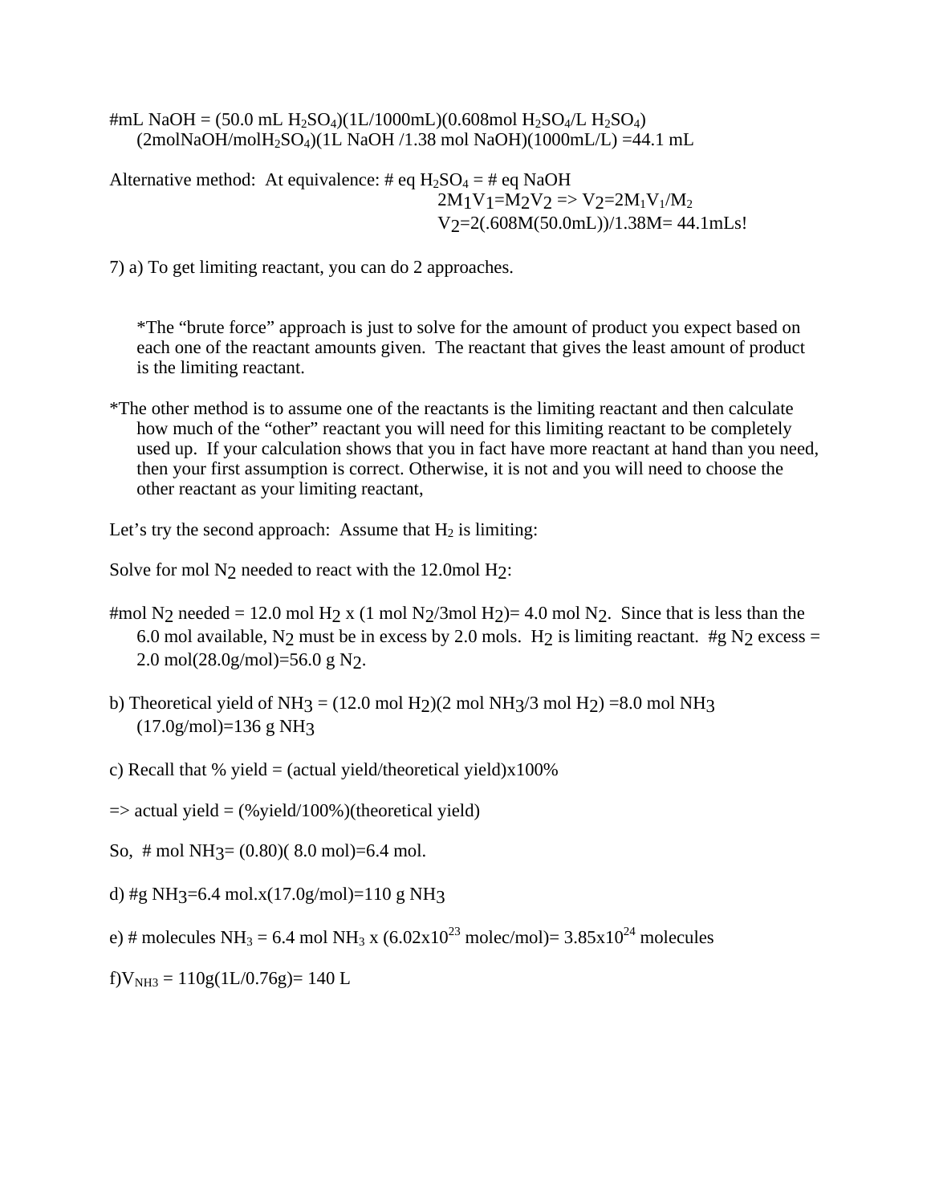#mL NaOH = (50.0 mL $H_2SO_4$)(1L/1000mL)(0.608mol $H_2SO_4$/L $H_2SO_4$)(2molNaOH/mol$H_2SO_4$)(1L NaOH /1.38 mol NaOH)(1000mL/L) =44.1 mL

Alternative method: At equivalence: # eq $H_2SO_4$ = # eq NaOH

$2M_1V_1=M_2V_2$ => $V_2=2M_1V_1/M_2$

$V_2$=2(.608M(50.0mL))/1.38M= 44.1mLs!

7) a) To get limiting reactant, you can do 2 approaches.

*The "brute force" approach is just to solve for the amount of product you expect based on each one of the reactant amounts given. The reactant that gives the least amount of product is the limiting reactant.

*The other method is to assume one of the reactants is the limiting reactant and then calculate how much of the "other" reactant you will need for this limiting reactant to be completely used up. If your calculation shows that you in fact have more reactant at hand than you need, then your first assumption is correct. Otherwise, it is not and you will need to choose the other reactant as your limiting reactant,

Let's try the second approach: Assume that $H_2$ is limiting:

Solve for mol $N_2$ needed to react with the 12.0mol $H_2$:

#mol $N_2$ needed = 12.0 mol $H_2$ x (1 mol $N_2$/3mol $H_2$)= 4.0 mol $N_2$. Since that is less than the 6.0 mol available, $N_2$ must be in excess by 2.0 mols. $H_2$ is limiting reactant. #g $N_2$ excess = 2.0 mol(28.0g/mol)=56.0 g $N_2$.

b) Theoretical yield of $NH_3$ = (12.0 mol $H_2$)(2 mol $NH_3$/3 mol $H_2$) =8.0 mol $NH_3$ (17.0g/mol)=136 g $NH_3$

c) Recall that % yield = (actual yield/theoretical yield)x100%

=> actual yield = (%yield/100%)(theoretical yield)

So, # mol $NH_3$= (0.80)( 8.0 mol)=6.4 mol.

d) #g $NH_3$=6.4 mol.x(17.0g/mol)=110 g $NH_3$

e) # molecules $NH_3$ = 6.4 mol $NH_3$ x (6.02x$10^{23}$ molec/mol)= 3.85x$10^{24}$ molecules

f)$V_{NH3}$ = 110g(1L/0.76g)= 140 L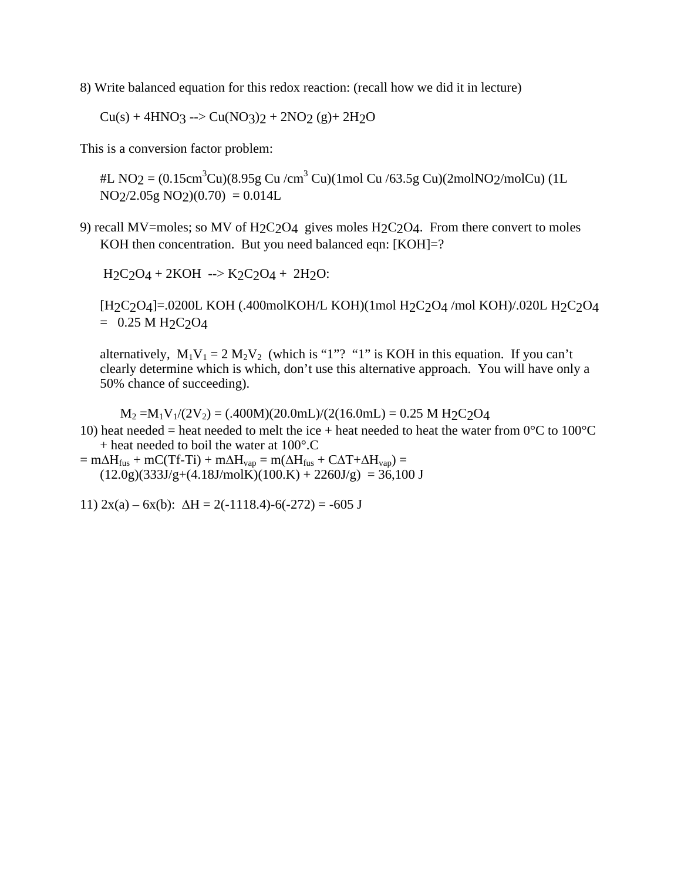8) Write balanced equation for this redox reaction: (recall how we did it in lecture)

$Cu(s) + 4HNO_3 \text{-->} Cu(NO_3)_2 + 2NO_2\,(g) + 2H_2O$

This is a conversion factor problem:

#L $NO_2$ = (0.15cm$^3$Cu)(8.95g Cu /cm$^3$ Cu)(1mol Cu /63.5g Cu)(2mol$NO_2$/molCu) (1L $NO_2$/2.05g $NO_2$)(0.70) = 0.014L

9) recall MV=moles; so MV of $H_2C_2O_4$ gives moles $H_2C_2O_4$. From there convert to moles KOH then concentration. But you need balanced eqn: [KOH]=?

$H_2C_2O_4 + 2KOH \text{-->} K_2C_2O_4 + 2H_2O$:

[$H_2C_2O_4$]=.0200L KOH (.400molKOH/L KOH)(1mol $H_2C_2O_4$ /mol KOH)/.020L $H_2C_2O_4$ = 0.25 M $H_2C_2O_4$

alternatively, $M_1V_1 = 2\,M_2V_2$ (which is "1"? "1" is KOH in this equation. If you can't clearly determine which is which, don't use this alternative approach. You will have only a 50% chance of succeeding).

$M_2 = M_1V_1/(2V_2)$ = (.400M)(20.0mL)/(2(16.0mL) = 0.25 M $H_2C_2O_4$

10) heat needed = heat needed to melt the ice + heat needed to heat the water from 0°C to 100°C + heat needed to boil the water at 100°.C

= $m\Delta H_{fus} + mC(Tf\text{-}Ti) + m\Delta H_{vap} = m(\Delta H_{fus} + C\Delta T + \Delta H_{vap})$ = (12.0g)(333J/g+(4.18J/molK)(100.K) + 2260J/g) = 36,100 J

11) 2x(a) – 6x(b): $\Delta H$ = 2(-1118.4)-6(-272) = -605 J